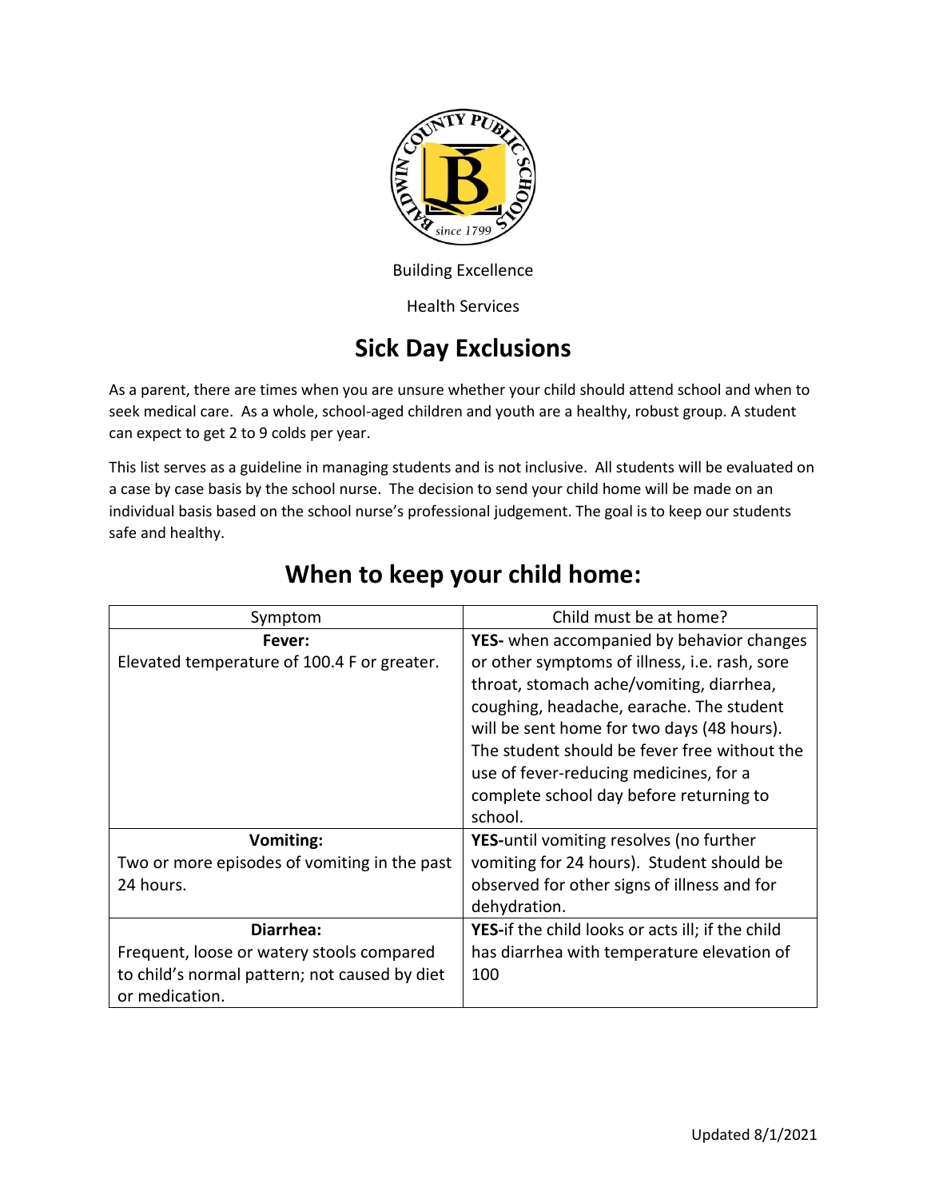Building Excellence

Health Services

# Sick Day Exclusions

As a parent, there are times when you are unsure whether your child should attend school and when to seek medical care. As a whole, school-aged children and youth are a healthy, robust group. A student can expect to get 2 to 9 colds per year.

This list serves as a guideline in managing students and is not inclusive. All students will be evaluated on a case by case basis by the school nurse. The decision to send your child home will be made on an individual basis based on the school nurse's professional judgement. The goal is to keep our students safe and healthy.

## When to keep your child home:

| Symptom | Child must be at home? |
| --- | --- |
| **Fever:** Elevated temperature of 100.4 F or greater. | **YES-** when accompanied by behavior changes or other symptoms of illness, i.e. rash, sore throat, stomach ache/vomiting, diarrhea, coughing, headache, earache. The student will be sent home for two days (48 hours). The student should be fever free without the use of fever-reducing medicines, for a complete school day before returning to school. |
| **Vomiting:** Two or more episodes of vomiting in the past 24 hours. | **YES-**until vomiting resolves (no further vomiting for 24 hours). Student should be observed for other signs of illness and for dehydration. |
| **Diarrhea:** Frequent, loose or watery stools compared to child's normal pattern; not caused by diet or medication. | **YES-**if the child looks or acts ill; if the child has diarrhea with temperature elevation of 100 |

Updated 8/1/2021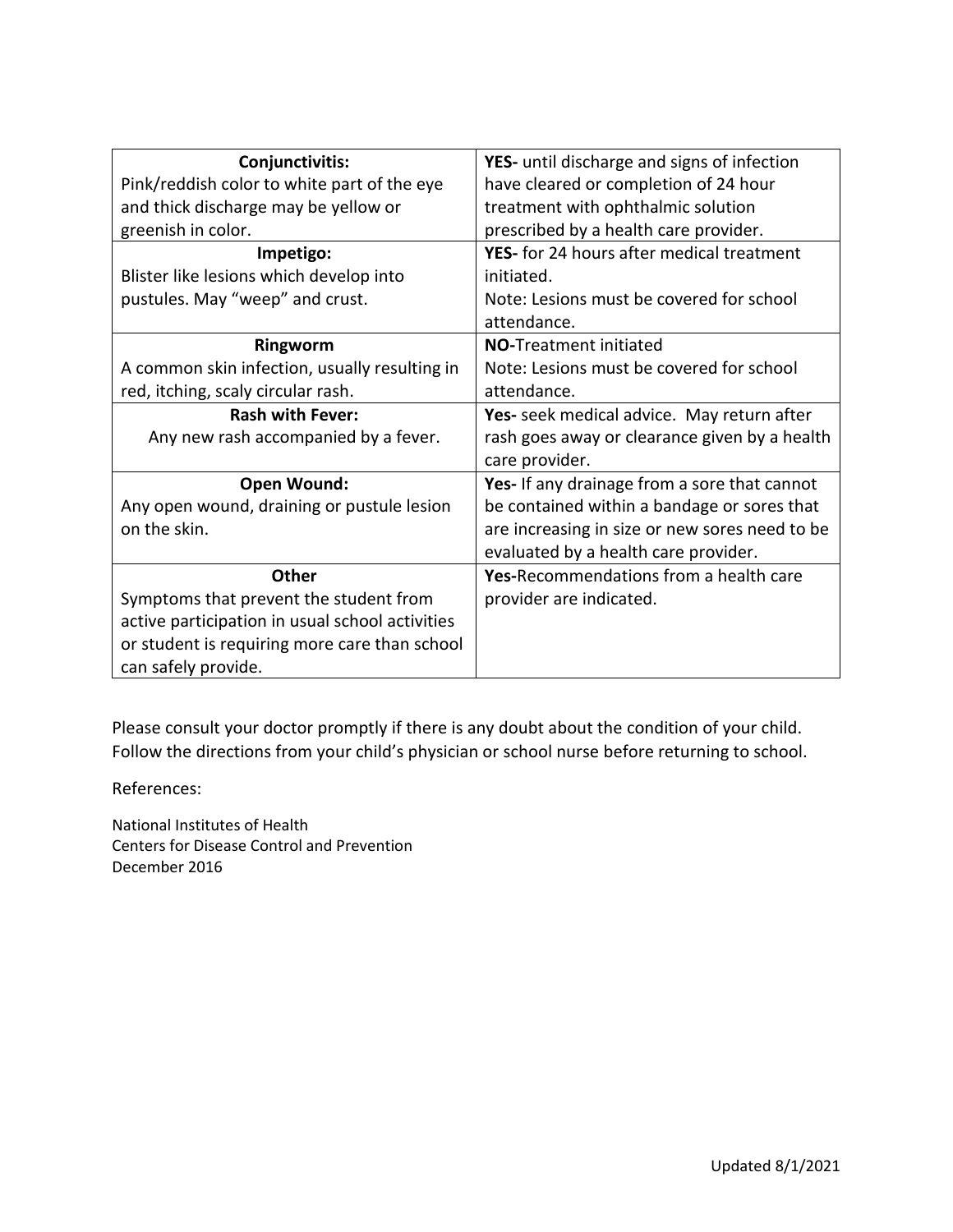| | |
|---|---|
| **Conjunctivitis:** Pink/reddish color to white part of the eye and thick discharge may be yellow or greenish in color. | **YES-** until discharge and signs of infection have cleared or completion of 24 hour treatment with ophthalmic solution prescribed by a health care provider. |
| **Impetigo:** Blister like lesions which develop into pustules. May "weep" and crust. | **YES-** for 24 hours after medical treatment initiated. Note: Lesions must be covered for school attendance. |
| **Ringworm** A common skin infection, usually resulting in red, itching, scaly circular rash. | **NO-**Treatment initiated Note: Lesions must be covered for school attendance. |
| **Rash with Fever:** Any new rash accompanied by a fever. | **Yes-** seek medical advice. May return after rash goes away or clearance given by a health care provider. |
| **Open Wound:** Any open wound, draining or pustule lesion on the skin. | **Yes-** If any drainage from a sore that cannot be contained within a bandage or sores that are increasing in size or new sores need to be evaluated by a health care provider. |
| **Other** Symptoms that prevent the student from active participation in usual school activities or student is requiring more care than school can safely provide. | **Yes-**Recommendations from a health care provider are indicated. |

Please consult your doctor promptly if there is any doubt about the condition of your child. Follow the directions from your child's physician or school nurse before returning to school.

References:

National Institutes of Health
Centers for Disease Control and Prevention
December 2016

Updated 8/1/2021